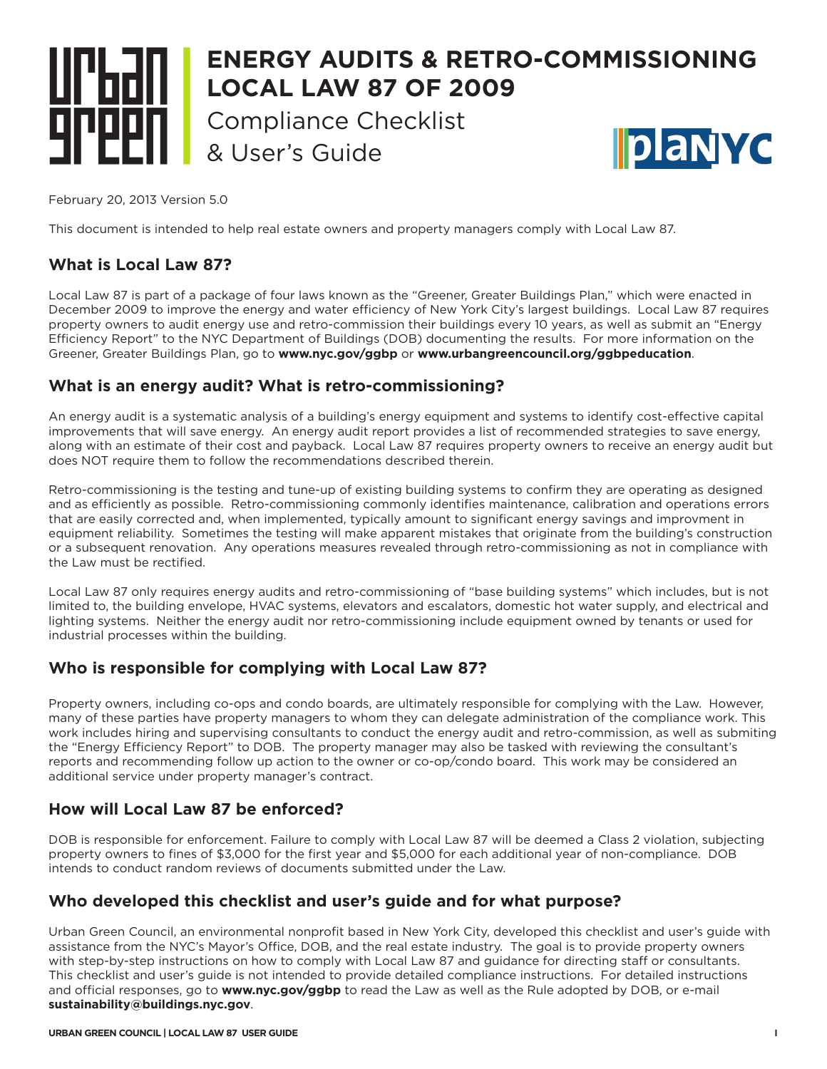# ENERGY AUDITS & RETRO-COMMISSIONING LOCAL LAW 87 OF 2009

Compliance Checklist & User's Guide

February 20, 2013 Version 5.0

This document is intended to help real estate owners and property managers comply with Local Law 87.

## What is Local Law 87?

Local Law 87 is part of a package of four laws known as the "Greener, Greater Buildings Plan," which were enacted in December 2009 to improve the energy and water efficiency of New York City's largest buildings. Local Law 87 requires property owners to audit energy use and retro-commission their buildings every 10 years, as well as submit an "Energy Efficiency Report" to the NYC Department of Buildings (DOB) documenting the results. For more information on the Greener, Greater Buildings Plan, go to **www.nyc.gov/ggbp** or **www.urbangreencouncil.org/ggbpeducation**.

## What is an energy audit? What is retro-commissioning?

An energy audit is a systematic analysis of a building's energy equipment and systems to identify cost-effective capital improvements that will save energy. An energy audit report provides a list of recommended strategies to save energy, along with an estimate of their cost and payback. Local Law 87 requires property owners to receive an energy audit but does NOT require them to follow the recommendations described therein.

Retro-commissioning is the testing and tune-up of existing building systems to confirm they are operating as designed and as efficiently as possible. Retro-commissioning commonly identifies maintenance, calibration and operations errors that are easily corrected and, when implemented, typically amount to significant energy savings and improvment in equipment reliability. Sometimes the testing will make apparent mistakes that originate from the building's construction or a subsequent renovation. Any operations measures revealed through retro-commissioning as not in compliance with the Law must be rectified.

Local Law 87 only requires energy audits and retro-commissioning of "base building systems" which includes, but is not limited to, the building envelope, HVAC systems, elevators and escalators, domestic hot water supply, and electrical and lighting systems. Neither the energy audit nor retro-commissioning include equipment owned by tenants or used for industrial processes within the building.

## Who is responsible for complying with Local Law 87?

Property owners, including co-ops and condo boards, are ultimately responsible for complying with the Law. However, many of these parties have property managers to whom they can delegate administration of the compliance work. This work includes hiring and supervising consultants to conduct the energy audit and retro-commission, as well as submiting the "Energy Efficiency Report" to DOB. The property manager may also be tasked with reviewing the consultant's reports and recommending follow up action to the owner or co-op/condo board. This work may be considered an additional service under property manager's contract.

## How will Local Law 87 be enforced?

DOB is responsible for enforcement. Failure to comply with Local Law 87 will be deemed a Class 2 violation, subjecting property owners to fines of $3,000 for the first year and $5,000 for each additional year of non-compliance. DOB intends to conduct random reviews of documents submitted under the Law.

## Who developed this checklist and user's guide and for what purpose?

Urban Green Council, an environmental nonprofit based in New York City, developed this checklist and user's guide with assistance from the NYC's Mayor's Office, DOB, and the real estate industry. The goal is to provide property owners with step-by-step instructions on how to comply with Local Law 87 and guidance for directing staff or consultants. This checklist and user's guide is not intended to provide detailed compliance instructions. For detailed instructions and official responses, go to **www.nyc.gov/ggbp** to read the Law as well as the Rule adopted by DOB, or e-mail **sustainability@buildings.nyc.gov**.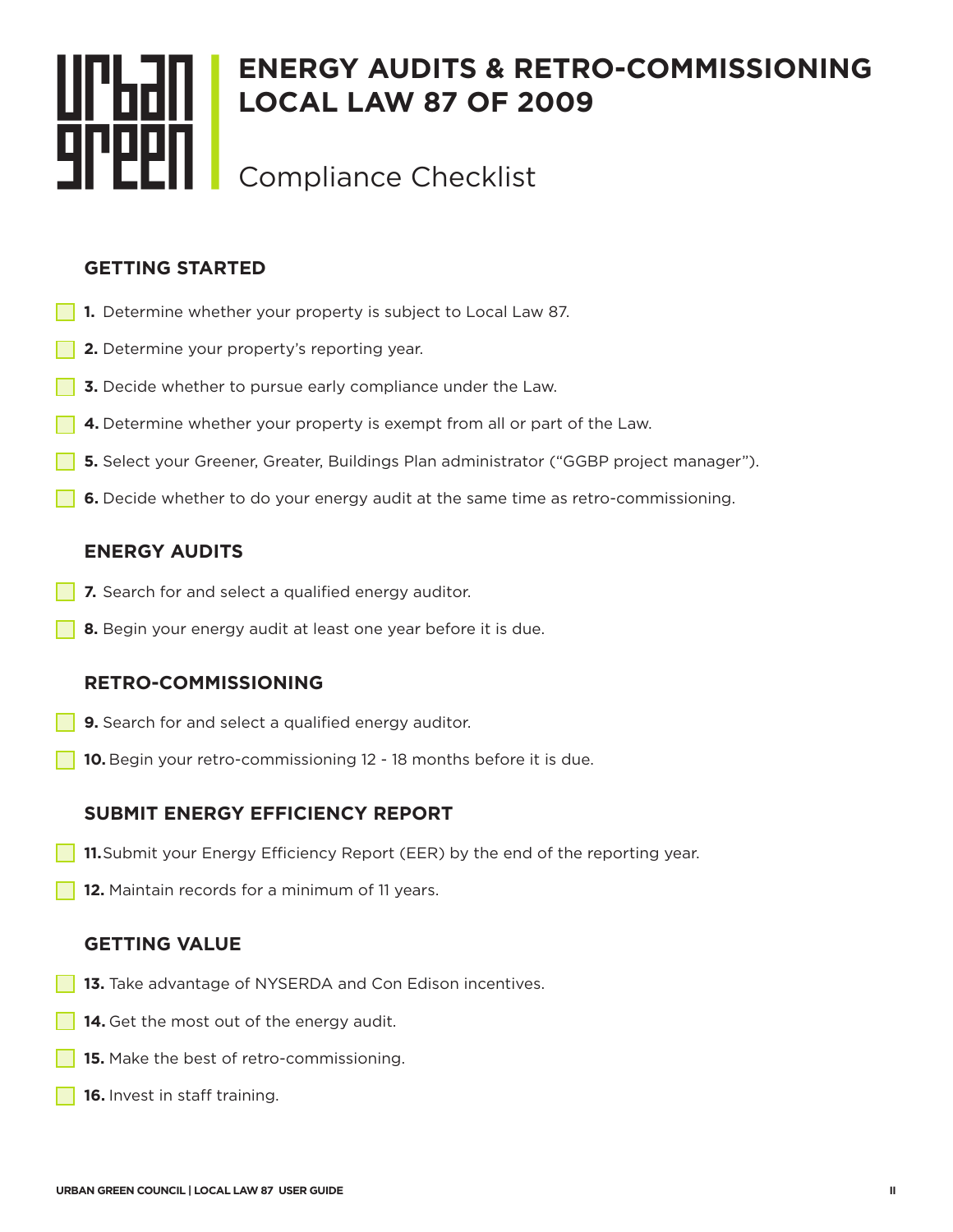# ENERGY AUDITS & RETRO-COMMISSIONING LOCAL LAW 87 OF 2009

## Compliance Checklist

### GETTING STARTED

- [ ] **1.** Determine whether your property is subject to Local Law 87.
- [ ] **2.** Determine your property's reporting year.
- [ ] **3.** Decide whether to pursue early compliance under the Law.
- [ ] **4.** Determine whether your property is exempt from all or part of the Law.
- [ ] **5.** Select your Greener, Greater, Buildings Plan administrator ("GGBP project manager").
- [ ] **6.** Decide whether to do your energy audit at the same time as retro-commissioning.

### ENERGY AUDITS

- [ ] **7.** Search for and select a qualified energy auditor.
- [ ] **8.** Begin your energy audit at least one year before it is due.

### RETRO-COMMISSIONING

- [ ] **9.** Search for and select a qualified energy auditor.
- [ ] **10.** Begin your retro-commissioning 12 - 18 months before it is due.

### SUBMIT ENERGY EFFICIENCY REPORT

- [ ] **11.** Submit your Energy Efficiency Report (EER) by the end of the reporting year.
- [ ] **12.** Maintain records for a minimum of 11 years.

### GETTING VALUE

- [ ] **13.** Take advantage of NYSERDA and Con Edison incentives.
- [ ] **14.** Get the most out of the energy audit.
- [ ] **15.** Make the best of retro-commissioning.
- [ ] **16.** Invest in staff training.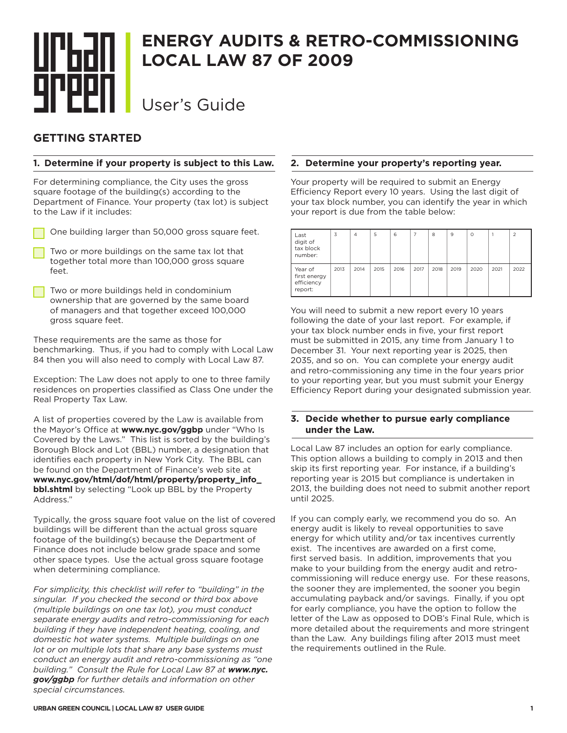# ENERGY AUDITS & RETRO-COMMISSIONING LOCAL LAW 87 OF 2009

User's Guide

## GETTING STARTED

### 1. Determine if your property is subject to this Law.

For determining compliance, the City uses the gross square footage of the building(s) according to the Department of Finance. Your property (tax lot) is subject to the Law if it includes:

- One building larger than 50,000 gross square feet.
- Two or more buildings on the same tax lot that together total more than 100,000 gross square feet.
- Two or more buildings held in condominium ownership that are governed by the same board of managers and that together exceed 100,000 gross square feet.

These requirements are the same as those for benchmarking. Thus, if you had to comply with Local Law 84 then you will also need to comply with Local Law 87.

Exception: The Law does not apply to one to three family residences on properties classified as Class One under the Real Property Tax Law.

A list of properties covered by the Law is available from the Mayor's Office at **www.nyc.gov/ggbp** under "Who Is Covered by the Laws." This list is sorted by the building's Borough Block and Lot (BBL) number, a designation that identifies each property in New York City. The BBL can be found on the Department of Finance's web site at **www.nyc.gov/html/dof/html/property/property_info_bbl.shtml** by selecting "Look up BBL by the Property Address."

Typically, the gross square foot value on the list of covered buildings will be different than the actual gross square footage of the building(s) because the Department of Finance does not include below grade space and some other space types. Use the actual gross square footage when determining compliance.

*For simplicity, this checklist will refer to "building" in the singular. If you checked the second or third box above (multiple buildings on one tax lot), you must conduct separate energy audits and retro-commissioning for each building if they have independent heating, cooling, and domestic hot water systems. Multiple buildings on one lot or on multiple lots that share any base systems must conduct an energy audit and retro-commissioning as "one building." Consult the Rule for Local Law 87 at **www.nyc.gov/ggbp** for further details and information on other special circumstances.*

### 2. Determine your property's reporting year.

Your property will be required to submit an Energy Efficiency Report every 10 years. Using the last digit of your tax block number, you can identify the year in which your report is due from the table below:

| Last digit of tax block number: | 3 | 4 | 5 | 6 | 7 | 8 | 9 | 0 | 1 | 2 |
|---|---|---|---|---|---|---|---|---|---|---|
| Year of first energy efficiency report: | 2013 | 2014 | 2015 | 2016 | 2017 | 2018 | 2019 | 2020 | 2021 | 2022 |

You will need to submit a new report every 10 years following the date of your last report. For example, if your tax block number ends in five, your first report must be submitted in 2015, any time from January 1 to December 31. Your next reporting year is 2025, then 2035, and so on. You can complete your energy audit and retro-commissioning any time in the four years prior to your reporting year, but you must submit your Energy Efficiency Report during your designated submission year.

### 3. Decide whether to pursue early compliance under the Law.

Local Law 87 includes an option for early compliance. This option allows a building to comply in 2013 and then skip its first reporting year. For instance, if a building's reporting year is 2015 but compliance is undertaken in 2013, the building does not need to submit another report until 2025.

If you can comply early, we recommend you do so. An energy audit is likely to reveal opportunities to save energy for which utility and/or tax incentives currently exist. The incentives are awarded on a first come, first served basis. In addition, improvements that you make to your building from the energy audit and retro-commissioning will reduce energy use. For these reasons, the sooner they are implemented, the sooner you begin accumulating payback and/or savings. Finally, if you opt for early compliance, you have the option to follow the letter of the Law as opposed to DOB's Final Rule, which is more detailed about the requirements and more stringent than the Law. Any buildings filing after 2013 must meet the requirements outlined in the Rule.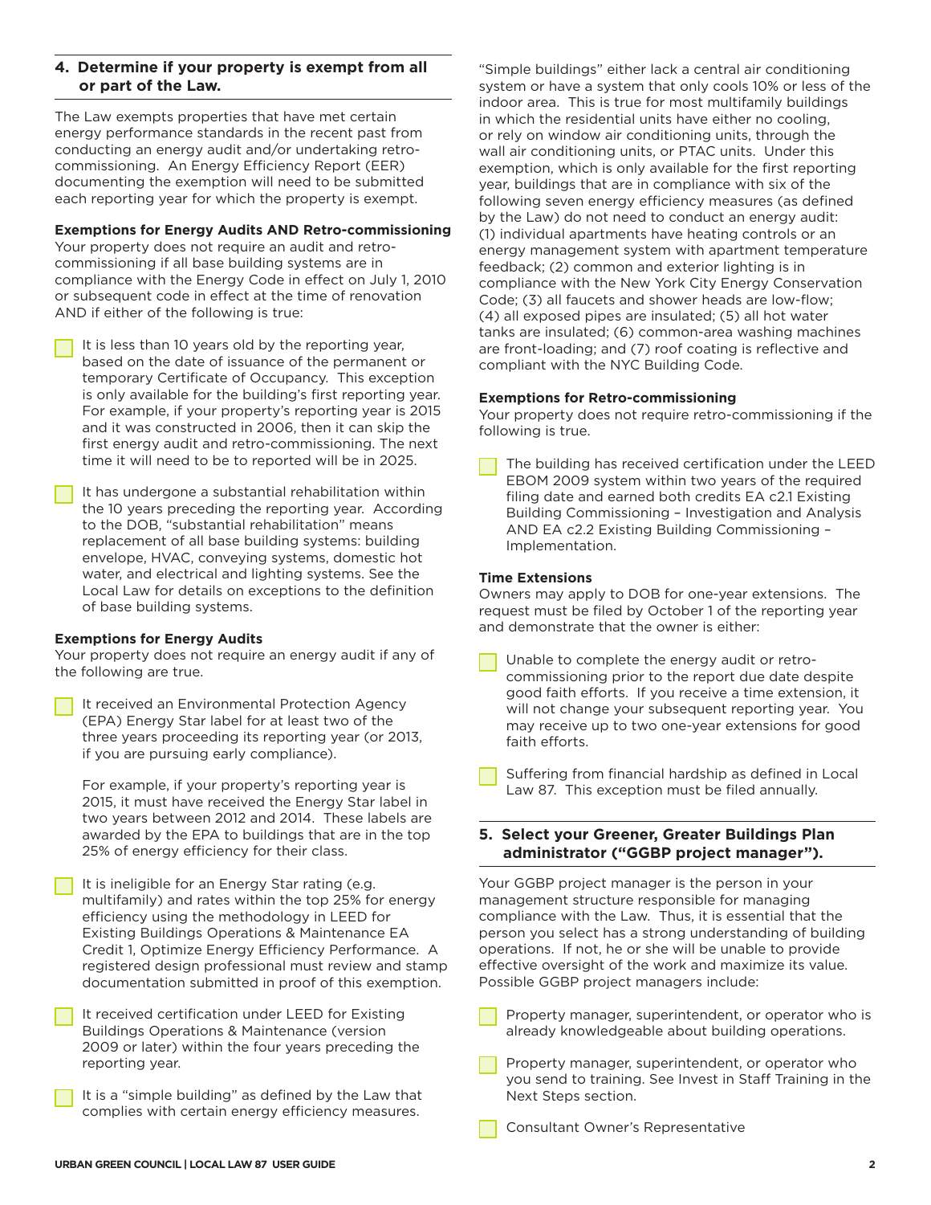## 4. Determine if your property is exempt from all or part of the Law.

The Law exempts properties that have met certain energy performance standards in the recent past from conducting an energy audit and/or undertaking retro-commissioning. An Energy Efficiency Report (EER) documenting the exemption will need to be submitted each reporting year for which the property is exempt.

**Exemptions for Energy Audits AND Retro-commissioning**
Your property does not require an audit and retro-commissioning if all base building systems are in compliance with the Energy Code in effect on July 1, 2010 or subsequent code in effect at the time of renovation AND if either of the following is true:

- [ ] It is less than 10 years old by the reporting year, based on the date of issuance of the permanent or temporary Certificate of Occupancy. This exception is only available for the building's first reporting year. For example, if your property's reporting year is 2015 and it was constructed in 2006, then it can skip the first energy audit and retro-commissioning. The next time it will need to be to reported will be in 2025.
- [ ] It has undergone a substantial rehabilitation within the 10 years preceding the reporting year. According to the DOB, "substantial rehabilitation" means replacement of all base building systems: building envelope, HVAC, conveying systems, domestic hot water, and electrical and lighting systems. See the Local Law for details on exceptions to the definition of base building systems.

**Exemptions for Energy Audits**
Your property does not require an energy audit if any of the following are true.

- [ ] It received an Environmental Protection Agency (EPA) Energy Star label for at least two of the three years proceeding its reporting year (or 2013, if you are pursuing early compliance).

  For example, if your property's reporting year is 2015, it must have received the Energy Star label in two years between 2012 and 2014. These labels are awarded by the EPA to buildings that are in the top 25% of energy efficiency for their class.
- [ ] It is ineligible for an Energy Star rating (e.g. multifamily) and rates within the top 25% for energy efficiency using the methodology in LEED for Existing Buildings Operations & Maintenance EA Credit 1, Optimize Energy Efficiency Performance. A registered design professional must review and stamp documentation submitted in proof of this exemption.
- [ ] It received certification under LEED for Existing Buildings Operations & Maintenance (version 2009 or later) within the four years preceding the reporting year.
- [ ] It is a "simple building" as defined by the Law that complies with certain energy efficiency measures.

"Simple buildings" either lack a central air conditioning system or have a system that only cools 10% or less of the indoor area. This is true for most multifamily buildings in which the residential units have either no cooling, or rely on window air conditioning units, through the wall air conditioning units, or PTAC units. Under this exemption, which is only available for the first reporting year, buildings that are in compliance with six of the following seven energy efficiency measures (as defined by the Law) do not need to conduct an energy audit: (1) individual apartments have heating controls or an energy management system with apartment temperature feedback; (2) common and exterior lighting is in compliance with the New York City Energy Conservation Code; (3) all faucets and shower heads are low-flow; (4) all exposed pipes are insulated; (5) all hot water tanks are insulated; (6) common-area washing machines are front-loading; and (7) roof coating is reflective and compliant with the NYC Building Code.

**Exemptions for Retro-commissioning**
Your property does not require retro-commissioning if the following is true.

- [ ] The building has received certification under the LEED EBOM 2009 system within two years of the required filing date and earned both credits EA c2.1 Existing Building Commissioning – Investigation and Analysis AND EA c2.2 Existing Building Commissioning – Implementation.

**Time Extensions**
Owners may apply to DOB for one-year extensions. The request must be filed by October 1 of the reporting year and demonstrate that the owner is either:

- [ ] Unable to complete the energy audit or retro-commissioning prior to the report due date despite good faith efforts. If you receive a time extension, it will not change your subsequent reporting year. You may receive up to two one-year extensions for good faith efforts.
- [ ] Suffering from financial hardship as defined in Local Law 87. This exception must be filed annually.

## 5. Select your Greener, Greater Buildings Plan administrator ("GGBP project manager").

Your GGBP project manager is the person in your management structure responsible for managing compliance with the Law. Thus, it is essential that the person you select has a strong understanding of building operations. If not, he or she will be unable to provide effective oversight of the work and maximize its value. Possible GGBP project managers include:

- [ ] Property manager, superintendent, or operator who is already knowledgeable about building operations.
- [ ] Property manager, superintendent, or operator who you send to training. See Invest in Staff Training in the Next Steps section.
- [ ] Consultant Owner's Representative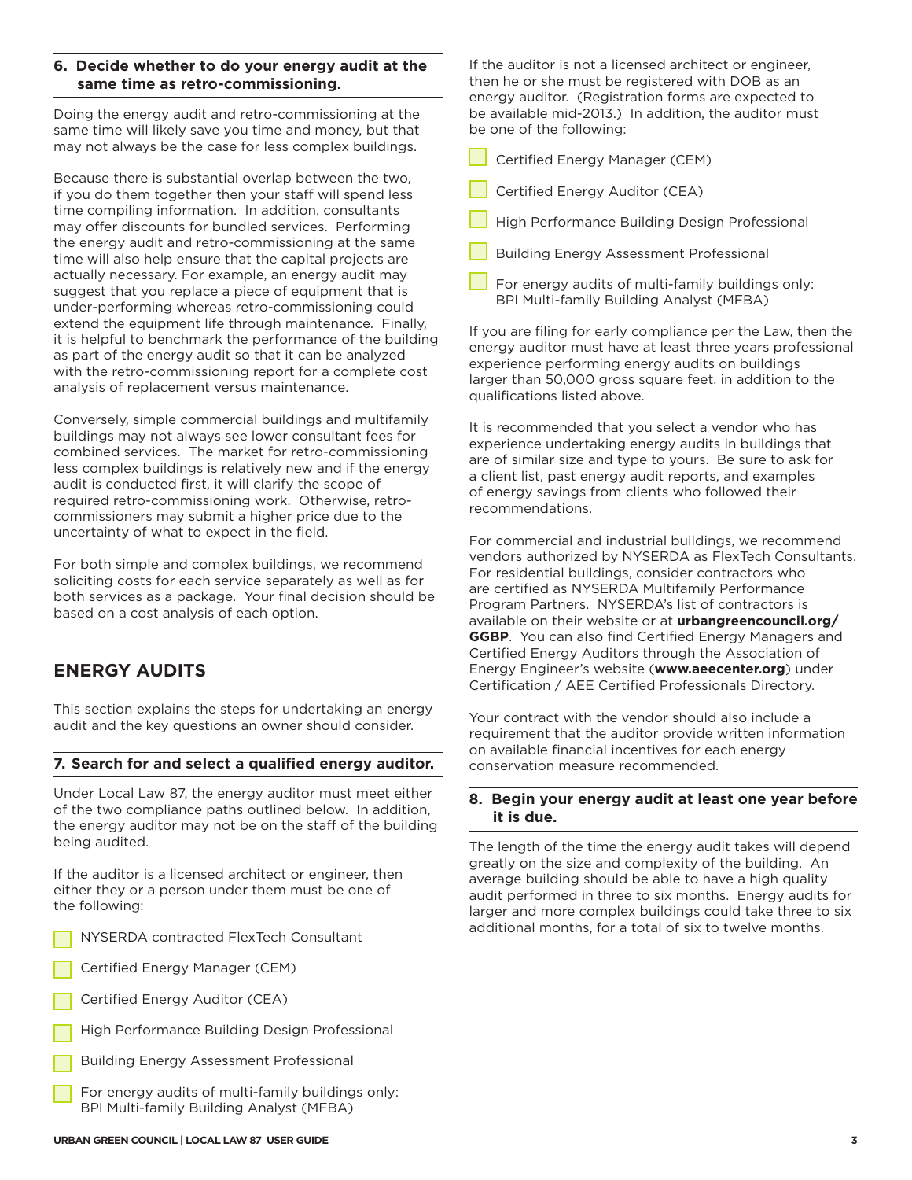### 6. Decide whether to do your energy audit at the same time as retro-commissioning.

Doing the energy audit and retro-commissioning at the same time will likely save you time and money, but that may not always be the case for less complex buildings.

Because there is substantial overlap between the two, if you do them together then your staff will spend less time compiling information. In addition, consultants may offer discounts for bundled services. Performing the energy audit and retro-commissioning at the same time will also help ensure that the capital projects are actually necessary. For example, an energy audit may suggest that you replace a piece of equipment that is under-performing whereas retro-commissioning could extend the equipment life through maintenance. Finally, it is helpful to benchmark the performance of the building as part of the energy audit so that it can be analyzed with the retro-commissioning report for a complete cost analysis of replacement versus maintenance.

Conversely, simple commercial buildings and multifamily buildings may not always see lower consultant fees for combined services. The market for retro-commissioning less complex buildings is relatively new and if the energy audit is conducted first, it will clarify the scope of required retro-commissioning work. Otherwise, retro-commissioners may submit a higher price due to the uncertainty of what to expect in the field.

For both simple and complex buildings, we recommend soliciting costs for each service separately as well as for both services as a package. Your final decision should be based on a cost analysis of each option.

## ENERGY AUDITS

This section explains the steps for undertaking an energy audit and the key questions an owner should consider.

### 7. Search for and select a qualified energy auditor.

Under Local Law 87, the energy auditor must meet either of the two compliance paths outlined below. In addition, the energy auditor may not be on the staff of the building being audited.

If the auditor is a licensed architect or engineer, then either they or a person under them must be one of the following:

- NYSERDA contracted FlexTech Consultant
- Certified Energy Manager (CEM)
- Certified Energy Auditor (CEA)
- High Performance Building Design Professional
- Building Energy Assessment Professional
- For energy audits of multi-family buildings only: BPI Multi-family Building Analyst (MFBA)

If the auditor is not a licensed architect or engineer, then he or she must be registered with DOB as an energy auditor. (Registration forms are expected to be available mid-2013.) In addition, the auditor must be one of the following:

- Certified Energy Manager (CEM)
- Certified Energy Auditor (CEA)
- High Performance Building Design Professional
- Building Energy Assessment Professional
- For energy audits of multi-family buildings only: BPI Multi-family Building Analyst (MFBA)

If you are filing for early compliance per the Law, then the energy auditor must have at least three years professional experience performing energy audits on buildings larger than 50,000 gross square feet, in addition to the qualifications listed above.

It is recommended that you select a vendor who has experience undertaking energy audits in buildings that are of similar size and type to yours. Be sure to ask for a client list, past energy audit reports, and examples of energy savings from clients who followed their recommendations.

For commercial and industrial buildings, we recommend vendors authorized by NYSERDA as FlexTech Consultants. For residential buildings, consider contractors who are certified as NYSERDA Multifamily Performance Program Partners. NYSERDA's list of contractors is available on their website or at **urbangreencouncil.org/GGBP**. You can also find Certified Energy Managers and Certified Energy Auditors through the Association of Energy Engineer's website (**www.aeecenter.org**) under Certification / AEE Certified Professionals Directory.

Your contract with the vendor should also include a requirement that the auditor provide written information on available financial incentives for each energy conservation measure recommended.

### 8. Begin your energy audit at least one year before it is due.

The length of the time the energy audit takes will depend greatly on the size and complexity of the building. An average building should be able to have a high quality audit performed in three to six months. Energy audits for larger and more complex buildings could take three to six additional months, for a total of six to twelve months.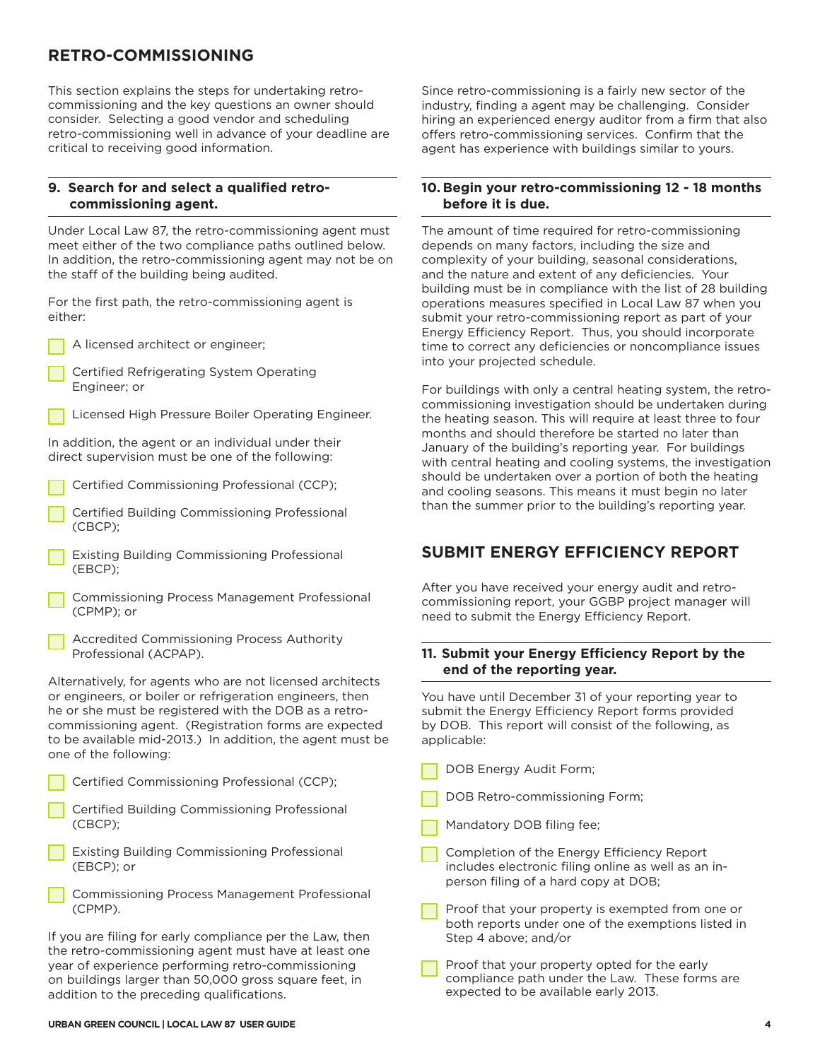## RETRO-COMMISSIONING

This section explains the steps for undertaking retro-commissioning and the key questions an owner should consider. Selecting a good vendor and scheduling retro-commissioning well in advance of your deadline are critical to receiving good information.

### 9. Search for and select a qualified retro-commissioning agent.

Under Local Law 87, the retro-commissioning agent must meet either of the two compliance paths outlined below. In addition, the retro-commissioning agent may not be on the staff of the building being audited.

For the first path, the retro-commissioning agent is either:

- [ ] A licensed architect or engineer;
- [ ] Certified Refrigerating System Operating Engineer; or
- [ ] Licensed High Pressure Boiler Operating Engineer.

In addition, the agent or an individual under their direct supervision must be one of the following:

- [ ] Certified Commissioning Professional (CCP);
- [ ] Certified Building Commissioning Professional (CBCP);
- [ ] Existing Building Commissioning Professional (EBCP);
- [ ] Commissioning Process Management Professional (CPMP); or
- [ ] Accredited Commissioning Process Authority Professional (ACPAP).

Alternatively, for agents who are not licensed architects or engineers, or boiler or refrigeration engineers, then he or she must be registered with the DOB as a retro-commissioning agent. (Registration forms are expected to be available mid-2013.) In addition, the agent must be one of the following:

- [ ] Certified Commissioning Professional (CCP);
- [ ] Certified Building Commissioning Professional (CBCP);
- [ ] Existing Building Commissioning Professional (EBCP); or
- [ ] Commissioning Process Management Professional (CPMP).

If you are filing for early compliance per the Law, then the retro-commissioning agent must have at least one year of experience performing retro-commissioning on buildings larger than 50,000 gross square feet, in addition to the preceding qualifications.

Since retro-commissioning is a fairly new sector of the industry, finding a agent may be challenging. Consider hiring an experienced energy auditor from a firm that also offers retro-commissioning services. Confirm that the agent has experience with buildings similar to yours.

### 10. Begin your retro-commissioning 12 - 18 months before it is due.

The amount of time required for retro-commissioning depends on many factors, including the size and complexity of your building, seasonal considerations, and the nature and extent of any deficiencies. Your building must be in compliance with the list of 28 building operations measures specified in Local Law 87 when you submit your retro-commissioning report as part of your Energy Efficiency Report. Thus, you should incorporate time to correct any deficiencies or noncompliance issues into your projected schedule.

For buildings with only a central heating system, the retro-commissioning investigation should be undertaken during the heating season. This will require at least three to four months and should therefore be started no later than January of the building's reporting year. For buildings with central heating and cooling systems, the investigation should be undertaken over a portion of both the heating and cooling seasons. This means it must begin no later than the summer prior to the building's reporting year.

## SUBMIT ENERGY EFFICIENCY REPORT

After you have received your energy audit and retro-commissioning report, your GGBP project manager will need to submit the Energy Efficiency Report.

### 11. Submit your Energy Efficiency Report by the end of the reporting year.

You have until December 31 of your reporting year to submit the Energy Efficiency Report forms provided by DOB. This report will consist of the following, as applicable:

- [ ] DOB Energy Audit Form;
- [ ] DOB Retro-commissioning Form;
- [ ] Mandatory DOB filing fee;
- [ ] Completion of the Energy Efficiency Report includes electronic filing online as well as an in-person filing of a hard copy at DOB;
- [ ] Proof that your property is exempted from one or both reports under one of the exemptions listed in Step 4 above; and/or
- [ ] Proof that your property opted for the early compliance path under the Law. These forms are expected to be available early 2013.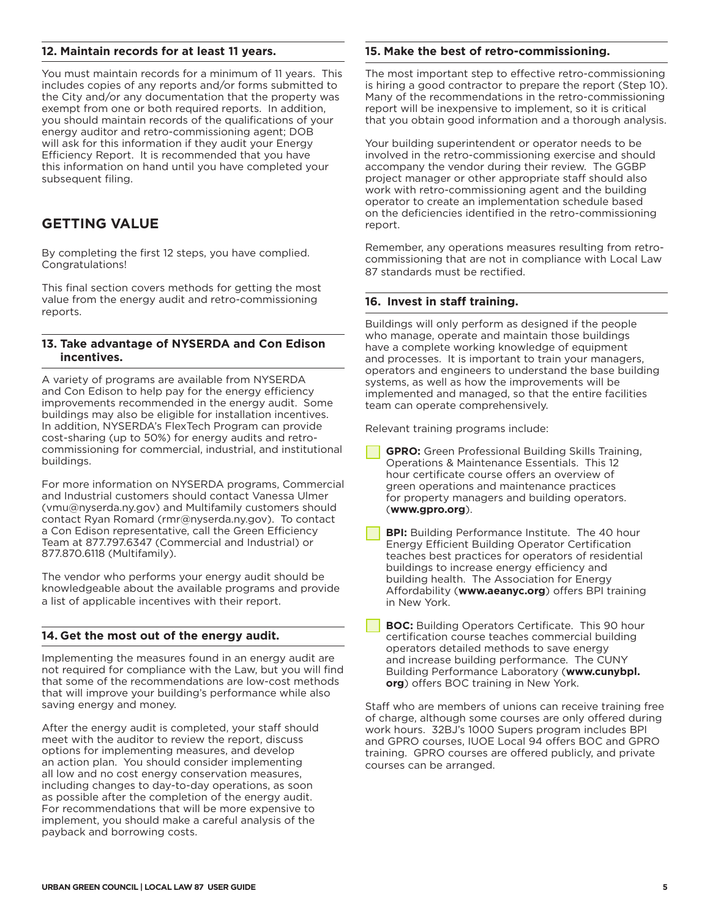### 12. Maintain records for at least 11 years.

You must maintain records for a minimum of 11 years. This includes copies of any reports and/or forms submitted to the City and/or any documentation that the property was exempt from one or both required reports. In addition, you should maintain records of the qualifications of your energy auditor and retro-commissioning agent; DOB will ask for this information if they audit your Energy Efficiency Report. It is recommended that you have this information on hand until you have completed your subsequent filing.

## GETTING VALUE

By completing the first 12 steps, you have complied. Congratulations!

This final section covers methods for getting the most value from the energy audit and retro-commissioning reports.

### 13. Take advantage of NYSERDA and Con Edison incentives.

A variety of programs are available from NYSERDA and Con Edison to help pay for the energy efficiency improvements recommended in the energy audit. Some buildings may also be eligible for installation incentives. In addition, NYSERDA's FlexTech Program can provide cost-sharing (up to 50%) for energy audits and retro-commissioning for commercial, industrial, and institutional buildings.

For more information on NYSERDA programs, Commercial and Industrial customers should contact Vanessa Ulmer (vmu@nyserda.ny.gov) and Multifamily customers should contact Ryan Romard (rmr@nyserda.ny.gov). To contact a Con Edison representative, call the Green Efficiency Team at 877.797.6347 (Commercial and Industrial) or 877.870.6118 (Multifamily).

The vendor who performs your energy audit should be knowledgeable about the available programs and provide a list of applicable incentives with their report.

### 14. Get the most out of the energy audit.

Implementing the measures found in an energy audit are not required for compliance with the Law, but you will find that some of the recommendations are low-cost methods that will improve your building's performance while also saving energy and money.

After the energy audit is completed, your staff should meet with the auditor to review the report, discuss options for implementing measures, and develop an action plan. You should consider implementing all low and no cost energy conservation measures, including changes to day-to-day operations, as soon as possible after the completion of the energy audit. For recommendations that will be more expensive to implement, you should make a careful analysis of the payback and borrowing costs.

### 15. Make the best of retro-commissioning.

The most important step to effective retro-commissioning is hiring a good contractor to prepare the report (Step 10). Many of the recommendations in the retro-commissioning report will be inexpensive to implement, so it is critical that you obtain good information and a thorough analysis.

Your building superintendent or operator needs to be involved in the retro-commissioning exercise and should accompany the vendor during their review. The GGBP project manager or other appropriate staff should also work with retro-commissioning agent and the building operator to create an implementation schedule based on the deficiencies identified in the retro-commissioning report.

Remember, any operations measures resulting from retro-commissioning that are not in compliance with Local Law 87 standards must be rectified.

### 16. Invest in staff training.

Buildings will only perform as designed if the people who manage, operate and maintain those buildings have a complete working knowledge of equipment and processes. It is important to train your managers, operators and engineers to understand the base building systems, as well as how the improvements will be implemented and managed, so that the entire facilities team can operate comprehensively.

Relevant training programs include:

- **GPRO:** Green Professional Building Skills Training, Operations & Maintenance Essentials. This 12 hour certificate course offers an overview of green operations and maintenance practices for property managers and building operators. (**www.gpro.org**).
- **BPI:** Building Performance Institute. The 40 hour Energy Efficient Building Operator Certification teaches best practices for operators of residential buildings to increase energy efficiency and building health. The Association for Energy Affordability (**www.aeanyc.org**) offers BPI training in New York.
- **BOC:** Building Operators Certificate. This 90 hour certification course teaches commercial building operators detailed methods to save energy and increase building performance. The CUNY Building Performance Laboratory (**www.cunybpl.org**) offers BOC training in New York.

Staff who are members of unions can receive training free of charge, although some courses are only offered during work hours. 32BJ's 1000 Supers program includes BPI and GPRO courses, IUOE Local 94 offers BOC and GPRO training. GPRO courses are offered publicly, and private courses can be arranged.